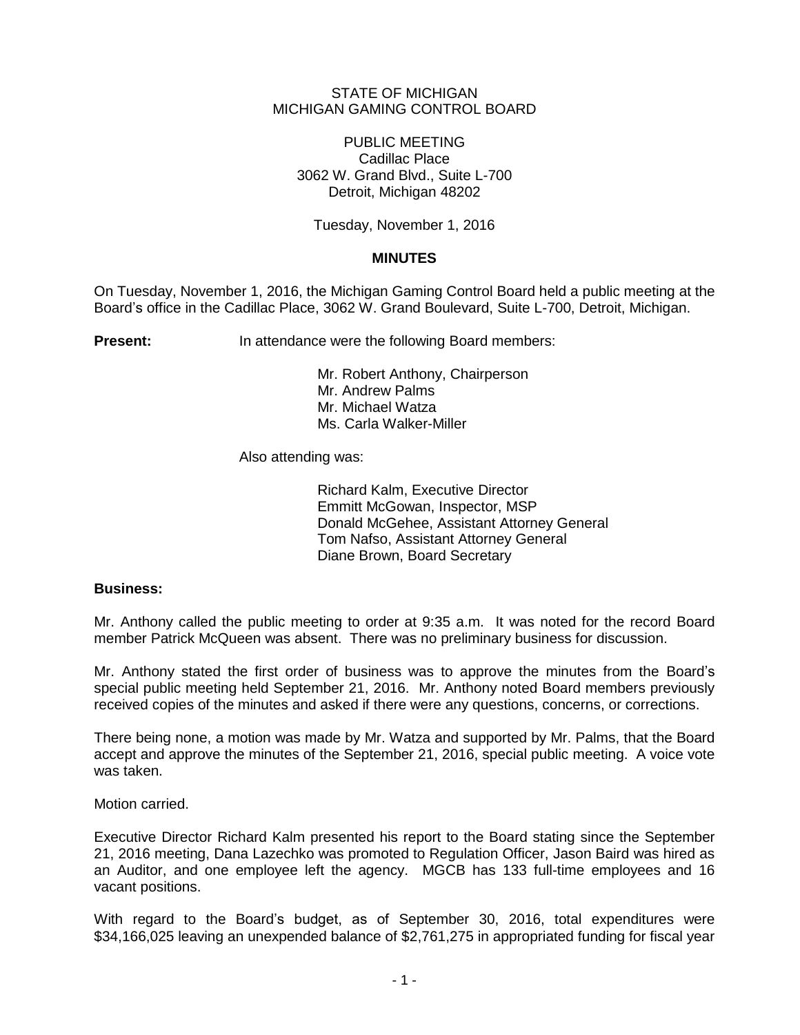STATE OF MICHIGAN
MICHIGAN GAMING CONTROL BOARD

PUBLIC MEETING
Cadillac Place
3062 W. Grand Blvd., Suite L-700
Detroit, Michigan 48202

Tuesday, November 1, 2016

## MINUTES

On Tuesday, November 1, 2016, the Michigan Gaming Control Board held a public meeting at the Board's office in the Cadillac Place, 3062 W. Grand Boulevard, Suite L-700, Detroit, Michigan.

**Present:** In attendance were the following Board members:

Mr. Robert Anthony, Chairperson
Mr. Andrew Palms
Mr. Michael Watza
Ms. Carla Walker-Miller

Also attending was:

Richard Kalm, Executive Director
Emmitt McGowan, Inspector, MSP
Donald McGehee, Assistant Attorney General
Tom Nafso, Assistant Attorney General
Diane Brown, Board Secretary

**Business:**

Mr. Anthony called the public meeting to order at 9:35 a.m. It was noted for the record Board member Patrick McQueen was absent. There was no preliminary business for discussion.

Mr. Anthony stated the first order of business was to approve the minutes from the Board's special public meeting held September 21, 2016. Mr. Anthony noted Board members previously received copies of the minutes and asked if there were any questions, concerns, or corrections.

There being none, a motion was made by Mr. Watza and supported by Mr. Palms, that the Board accept and approve the minutes of the September 21, 2016, special public meeting. A voice vote was taken.

Motion carried.

Executive Director Richard Kalm presented his report to the Board stating since the September 21, 2016 meeting, Dana Lazechko was promoted to Regulation Officer, Jason Baird was hired as an Auditor, and one employee left the agency. MGCB has 133 full-time employees and 16 vacant positions.

With regard to the Board's budget, as of September 30, 2016, total expenditures were $34,166,025 leaving an unexpended balance of $2,761,275 in appropriated funding for fiscal year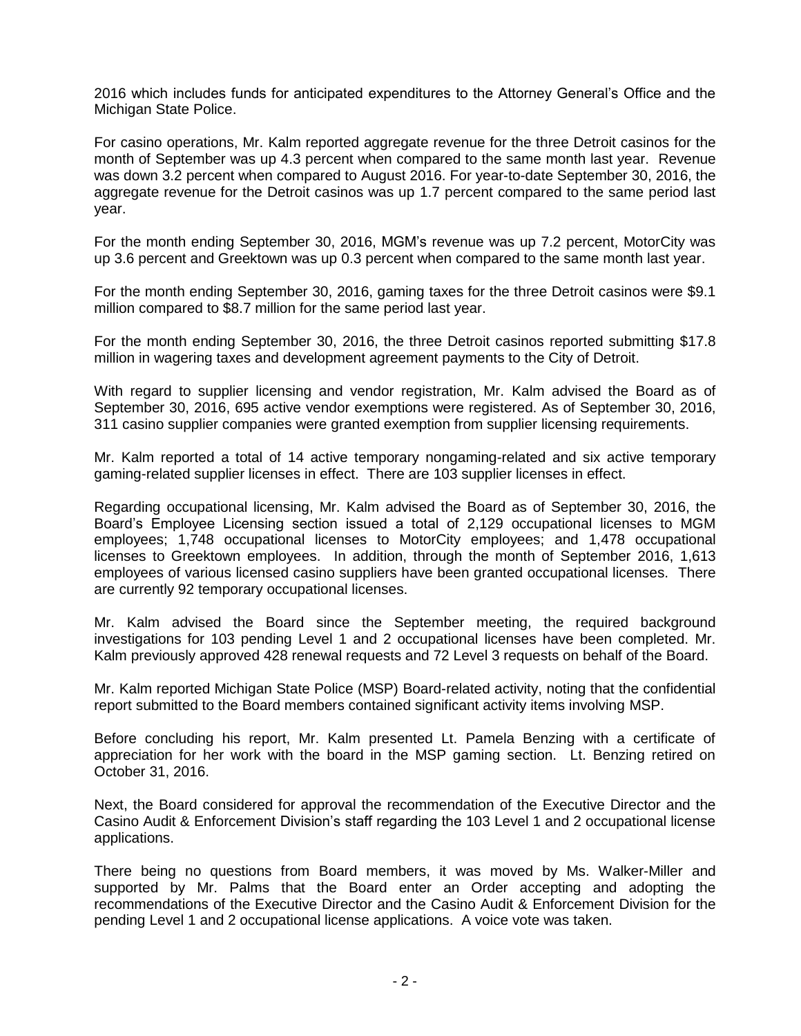2016 which includes funds for anticipated expenditures to the Attorney General's Office and the Michigan State Police.

For casino operations, Mr. Kalm reported aggregate revenue for the three Detroit casinos for the month of September was up 4.3 percent when compared to the same month last year. Revenue was down 3.2 percent when compared to August 2016. For year-to-date September 30, 2016, the aggregate revenue for the Detroit casinos was up 1.7 percent compared to the same period last year.

For the month ending September 30, 2016, MGM's revenue was up 7.2 percent, MotorCity was up 3.6 percent and Greektown was up 0.3 percent when compared to the same month last year.

For the month ending September 30, 2016, gaming taxes for the three Detroit casinos were $9.1 million compared to $8.7 million for the same period last year.

For the month ending September 30, 2016, the three Detroit casinos reported submitting $17.8 million in wagering taxes and development agreement payments to the City of Detroit.

With regard to supplier licensing and vendor registration, Mr. Kalm advised the Board as of September 30, 2016, 695 active vendor exemptions were registered. As of September 30, 2016, 311 casino supplier companies were granted exemption from supplier licensing requirements.

Mr. Kalm reported a total of 14 active temporary nongaming-related and six active temporary gaming-related supplier licenses in effect. There are 103 supplier licenses in effect.

Regarding occupational licensing, Mr. Kalm advised the Board as of September 30, 2016, the Board's Employee Licensing section issued a total of 2,129 occupational licenses to MGM employees; 1,748 occupational licenses to MotorCity employees; and 1,478 occupational licenses to Greektown employees. In addition, through the month of September 2016, 1,613 employees of various licensed casino suppliers have been granted occupational licenses. There are currently 92 temporary occupational licenses.

Mr. Kalm advised the Board since the September meeting, the required background investigations for 103 pending Level 1 and 2 occupational licenses have been completed. Mr. Kalm previously approved 428 renewal requests and 72 Level 3 requests on behalf of the Board.

Mr. Kalm reported Michigan State Police (MSP) Board-related activity, noting that the confidential report submitted to the Board members contained significant activity items involving MSP.

Before concluding his report, Mr. Kalm presented Lt. Pamela Benzing with a certificate of appreciation for her work with the board in the MSP gaming section. Lt. Benzing retired on October 31, 2016.

Next, the Board considered for approval the recommendation of the Executive Director and the Casino Audit & Enforcement Division's staff regarding the 103 Level 1 and 2 occupational license applications.

There being no questions from Board members, it was moved by Ms. Walker-Miller and supported by Mr. Palms that the Board enter an Order accepting and adopting the recommendations of the Executive Director and the Casino Audit & Enforcement Division for the pending Level 1 and 2 occupational license applications. A voice vote was taken.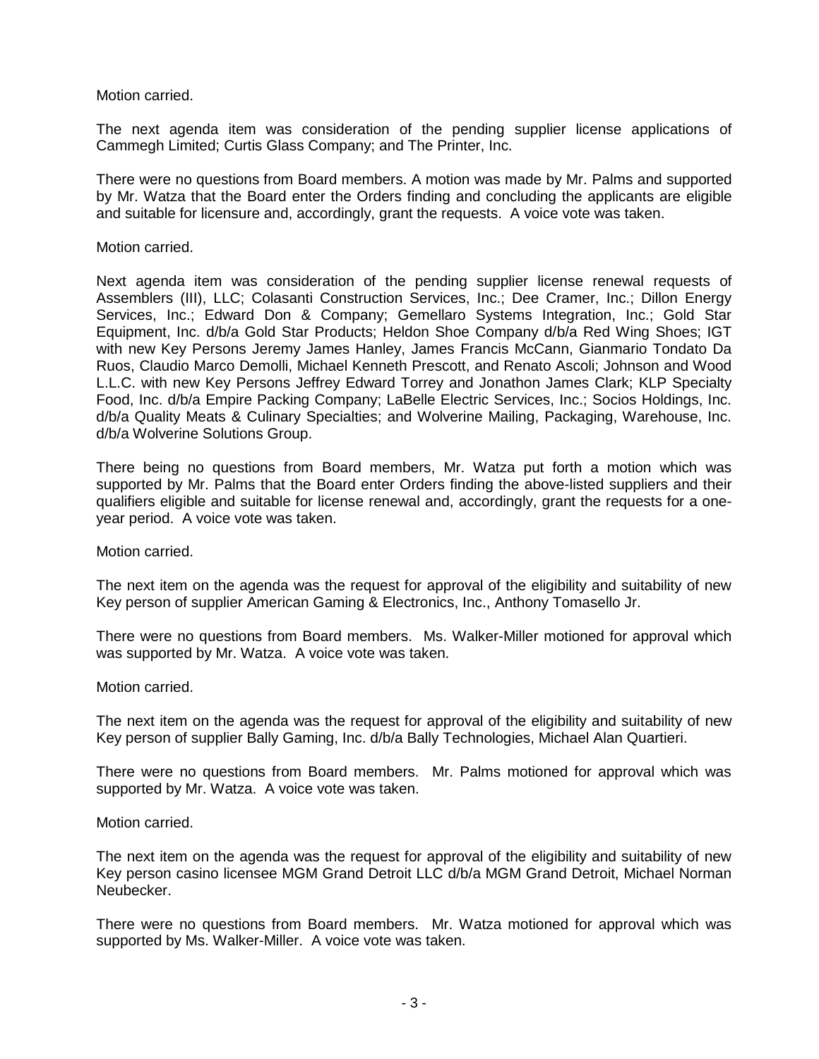Motion carried.

The next agenda item was consideration of the pending supplier license applications of Cammegh Limited; Curtis Glass Company; and The Printer, Inc.

There were no questions from Board members. A motion was made by Mr. Palms and supported by Mr. Watza that the Board enter the Orders finding and concluding the applicants are eligible and suitable for licensure and, accordingly, grant the requests. A voice vote was taken.

Motion carried.

Next agenda item was consideration of the pending supplier license renewal requests of Assemblers (III), LLC; Colasanti Construction Services, Inc.; Dee Cramer, Inc.; Dillon Energy Services, Inc.; Edward Don & Company; Gemellaro Systems Integration, Inc.; Gold Star Equipment, Inc. d/b/a Gold Star Products; Heldon Shoe Company d/b/a Red Wing Shoes; IGT with new Key Persons Jeremy James Hanley, James Francis McCann, Gianmario Tondato Da Ruos, Claudio Marco Demolli, Michael Kenneth Prescott, and Renato Ascoli; Johnson and Wood L.L.C. with new Key Persons Jeffrey Edward Torrey and Jonathon James Clark; KLP Specialty Food, Inc. d/b/a Empire Packing Company; LaBelle Electric Services, Inc.; Socios Holdings, Inc. d/b/a Quality Meats & Culinary Specialties; and Wolverine Mailing, Packaging, Warehouse, Inc. d/b/a Wolverine Solutions Group.

There being no questions from Board members, Mr. Watza put forth a motion which was supported by Mr. Palms that the Board enter Orders finding the above-listed suppliers and their qualifiers eligible and suitable for license renewal and, accordingly, grant the requests for a one-year period. A voice vote was taken.

Motion carried.

The next item on the agenda was the request for approval of the eligibility and suitability of new Key person of supplier American Gaming & Electronics, Inc., Anthony Tomasello Jr.

There were no questions from Board members. Ms. Walker-Miller motioned for approval which was supported by Mr. Watza. A voice vote was taken.

Motion carried.

The next item on the agenda was the request for approval of the eligibility and suitability of new Key person of supplier Bally Gaming, Inc. d/b/a Bally Technologies, Michael Alan Quartieri.

There were no questions from Board members. Mr. Palms motioned for approval which was supported by Mr. Watza. A voice vote was taken.

Motion carried.

The next item on the agenda was the request for approval of the eligibility and suitability of new Key person casino licensee MGM Grand Detroit LLC d/b/a MGM Grand Detroit, Michael Norman Neubecker.

There were no questions from Board members. Mr. Watza motioned for approval which was supported by Ms. Walker-Miller. A voice vote was taken.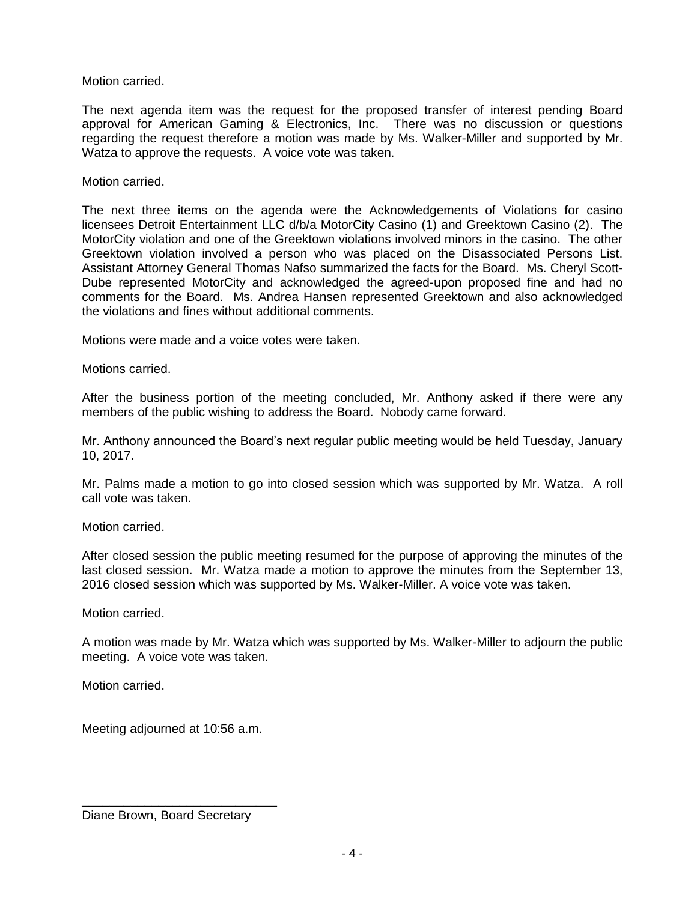Motion carried.

The next agenda item was the request for the proposed transfer of interest pending Board approval for American Gaming & Electronics, Inc. There was no discussion or questions regarding the request therefore a motion was made by Ms. Walker-Miller and supported by Mr. Watza to approve the requests. A voice vote was taken.

Motion carried.

The next three items on the agenda were the Acknowledgements of Violations for casino licensees Detroit Entertainment LLC d/b/a MotorCity Casino (1) and Greektown Casino (2). The MotorCity violation and one of the Greektown violations involved minors in the casino. The other Greektown violation involved a person who was placed on the Disassociated Persons List. Assistant Attorney General Thomas Nafso summarized the facts for the Board. Ms. Cheryl Scott-Dube represented MotorCity and acknowledged the agreed-upon proposed fine and had no comments for the Board. Ms. Andrea Hansen represented Greektown and also acknowledged the violations and fines without additional comments.

Motions were made and a voice votes were taken.

Motions carried.

After the business portion of the meeting concluded, Mr. Anthony asked if there were any members of the public wishing to address the Board. Nobody came forward.

Mr. Anthony announced the Board's next regular public meeting would be held Tuesday, January 10, 2017.

Mr. Palms made a motion to go into closed session which was supported by Mr. Watza. A roll call vote was taken.

Motion carried.

After closed session the public meeting resumed for the purpose of approving the minutes of the last closed session. Mr. Watza made a motion to approve the minutes from the September 13, 2016 closed session which was supported by Ms. Walker-Miller. A voice vote was taken.

Motion carried.

A motion was made by Mr. Watza which was supported by Ms. Walker-Miller to adjourn the public meeting. A voice vote was taken.

Motion carried.

Meeting adjourned at 10:56 a.m.

\_\_\_\_\_\_\_\_\_\_\_\_\_\_\_\_\_\_\_\_\_\_\_\_\_\_\_\_

Diane Brown, Board Secretary